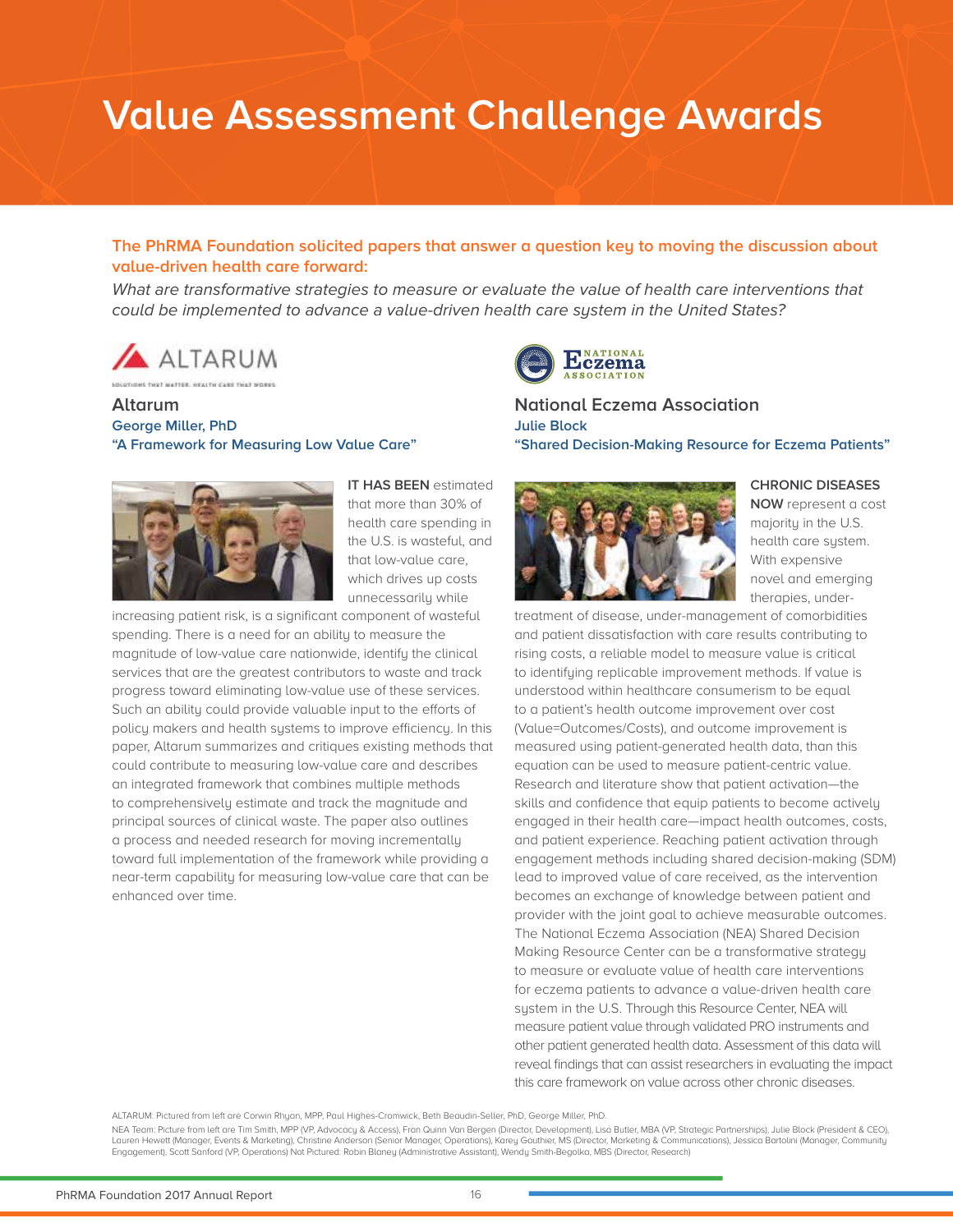# Value Assessment Challenge Awards

**The PhRMA Foundation solicited papers that answer a question key to moving the discussion about value-driven health care forward:**

*What are transformative strategies to measure or evaluate the value of health care interventions that could be implemented to advance a value-driven health care system in the United States?*

## Altarum

**George Miller, PhD**

**"A Framework for Measuring Low Value Care"**

**IT HAS BEEN** estimated that more than 30% of health care spending in the U.S. is wasteful, and that low-value care, which drives up costs unnecessarily while increasing patient risk, is a significant component of wasteful spending. There is a need for an ability to measure the magnitude of low-value care nationwide, identify the clinical services that are the greatest contributors to waste and track progress toward eliminating low-value use of these services. Such an ability could provide valuable input to the efforts of policy makers and health systems to improve efficiency. In this paper, Altarum summarizes and critiques existing methods that could contribute to measuring low-value care and describes an integrated framework that combines multiple methods to comprehensively estimate and track the magnitude and principal sources of clinical waste. The paper also outlines a process and needed research for moving incrementally toward full implementation of the framework while providing a near-term capability for measuring low-value care that can be enhanced over time.

## National Eczema Association

**Julie Block**

**"Shared Decision-Making Resource for Eczema Patients"**

**CHRONIC DISEASES NOW** represent a cost majority in the U.S. health care system. With expensive novel and emerging therapies, under-treatment of disease, under-management of comorbidities and patient dissatisfaction with care results contributing to rising costs, a reliable model to measure value is critical to identifying replicable improvement methods. If value is understood within healthcare consumerism to be equal to a patient's health outcome improvement over cost (Value=Outcomes/Costs), and outcome improvement is measured using patient-generated health data, than this equation can be used to measure patient-centric value. Research and literature show that patient activation—the skills and confidence that equip patients to become actively engaged in their health care—impact health outcomes, costs, and patient experience. Reaching patient activation through engagement methods including shared decision-making (SDM) lead to improved value of care received, as the intervention becomes an exchange of knowledge between patient and provider with the joint goal to achieve measurable outcomes. The National Eczema Association (NEA) Shared Decision Making Resource Center can be a transformative strategy to measure or evaluate value of health care interventions for eczema patients to advance a value-driven health care system in the U.S. Through this Resource Center, NEA will measure patient value through validated PRO instruments and other patient generated health data. Assessment of this data will reveal findings that can assist researchers in evaluating the impact this care framework on value across other chronic diseases.

ALTARUM: Pictured from left are Corwin Rhyan, MPP, Paul Highes-Cromwick, Beth Beaudin-Seller, PhD, George Miller, PhD.

NEA Team: Picture from left are Tim Smith, MPP (VP, Advocacy & Access), Fran Quinn Van Bergen (Director, Development), Lisa Butler, MBA (VP, Strategic Partnerships), Julie Block (President & CEO), Lauren Hewett (Manager, Events & Marketing), Christine Anderson (Senior Manager, Operations), Karey Gauthier, MS (Director, Marketing & Communications), Jessica Bartolini (Manager, Community Engagement), Scott Sanford (VP, Operations) Not Pictured: Robin Blaney (Administrative Assistant), Wendy Smith-Begolka, MBS (Director, Research)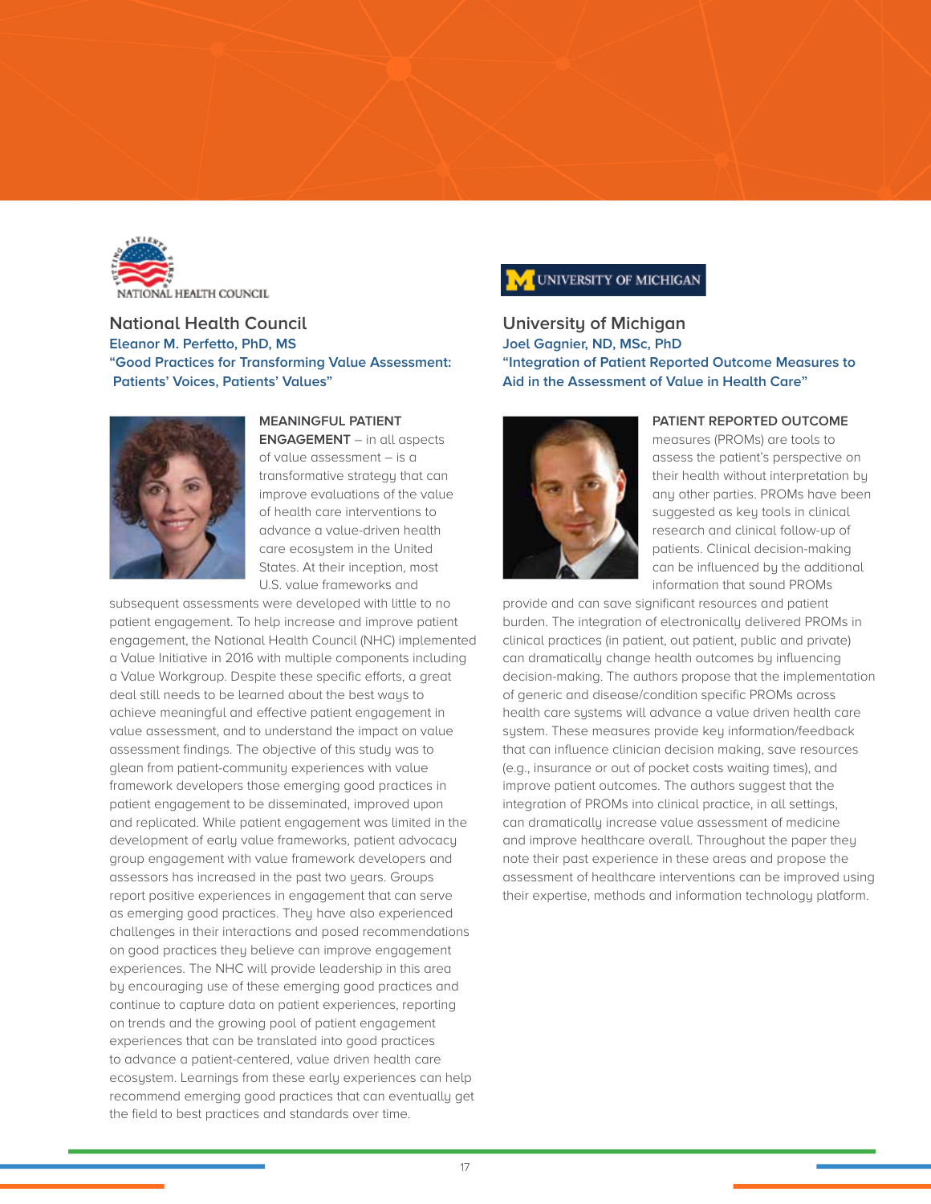NATIONAL HEALTH COUNCIL

## National Health Council

**Eleanor M. Perfetto, PhD, MS**

**"Good Practices for Transforming Value Assessment: Patients' Voices, Patients' Values"**

**MEANINGFUL PATIENT ENGAGEMENT** – in all aspects of value assessment – is a transformative strategy that can improve evaluations of the value of health care interventions to advance a value-driven health care ecosystem in the United States. At their inception, most U.S. value frameworks and subsequent assessments were developed with little to no patient engagement. To help increase and improve patient engagement, the National Health Council (NHC) implemented a Value Initiative in 2016 with multiple components including a Value Workgroup. Despite these specific efforts, a great deal still needs to be learned about the best ways to achieve meaningful and effective patient engagement in value assessment, and to understand the impact on value assessment findings. The objective of this study was to glean from patient-community experiences with value framework developers those emerging good practices in patient engagement to be disseminated, improved upon and replicated. While patient engagement was limited in the development of early value frameworks, patient advocacy group engagement with value framework developers and assessors has increased in the past two years. Groups report positive experiences in engagement that can serve as emerging good practices. They have also experienced challenges in their interactions and posed recommendations on good practices they believe can improve engagement experiences. The NHC will provide leadership in this area by encouraging use of these emerging good practices and continue to capture data on patient experiences, reporting on trends and the growing pool of patient engagement experiences that can be translated into good practices to advance a patient-centered, value driven health care ecosystem. Learnings from these early experiences can help recommend emerging good practices that can eventually get the field to best practices and standards over time.

UNIVERSITY OF MICHIGAN

## University of Michigan

**Joel Gagnier, ND, MSc, PhD**

**"Integration of Patient Reported Outcome Measures to Aid in the Assessment of Value in Health Care"**

**PATIENT REPORTED OUTCOME** measures (PROMs) are tools to assess the patient's perspective on their health without interpretation by any other parties. PROMs have been suggested as key tools in clinical research and clinical follow-up of patients. Clinical decision-making can be influenced by the additional information that sound PROMs provide and can save significant resources and patient burden. The integration of electronically delivered PROMs in clinical practices (in patient, out patient, public and private) can dramatically change health outcomes by influencing decision-making. The authors propose that the implementation of generic and disease/condition specific PROMs across health care systems will advance a value driven health care system. These measures provide key information/feedback that can influence clinician decision making, save resources (e.g., insurance or out of pocket costs waiting times), and improve patient outcomes. The authors suggest that the integration of PROMs into clinical practice, in all settings, can dramatically increase value assessment of medicine and improve healthcare overall. Throughout the paper they note their past experience in these areas and propose the assessment of healthcare interventions can be improved using their expertise, methods and information technology platform.